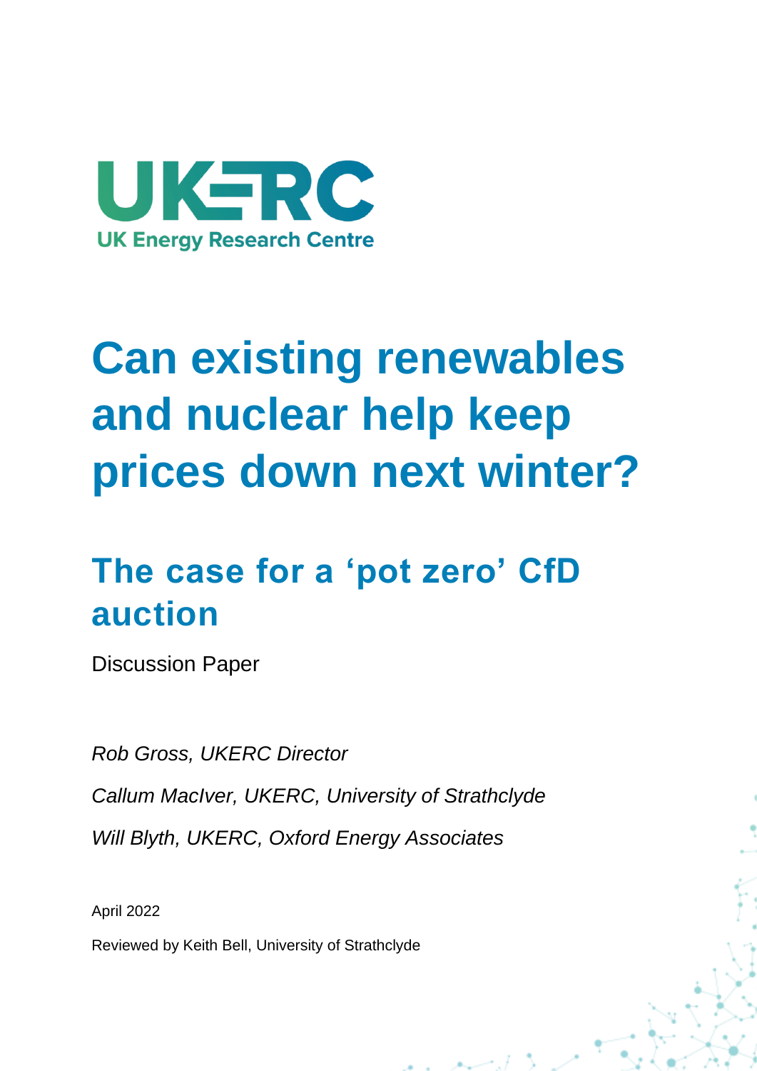UKERC

UK Energy Research Centre

# Can existing renewables and nuclear help keep prices down next winter?

## The case for a 'pot zero' CfD auction

Discussion Paper

*Rob Gross, UKERC Director*

*Callum MacIver, UKERC, University of Strathclyde*

*Will Blyth, UKERC, Oxford Energy Associates*

April 2022

Reviewed by Keith Bell, University of Strathclyde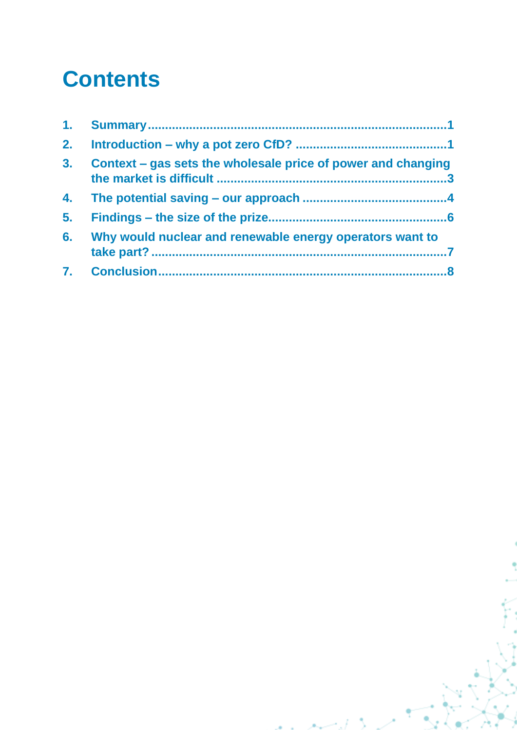# Contents

1. Summary ........................................................................ 1
2. Introduction – why a pot zero CfD? ........................................... 1
3. Context – gas sets the wholesale price of power and changing the market is difficult ........................................................................ 3
4. The potential saving – our approach ......................................... 4
5. Findings – the size of the prize .................................................. 6
6. Why would nuclear and renewable energy operators want to take part? ........................................................................ 7
7. Conclusion ........................................................................ 8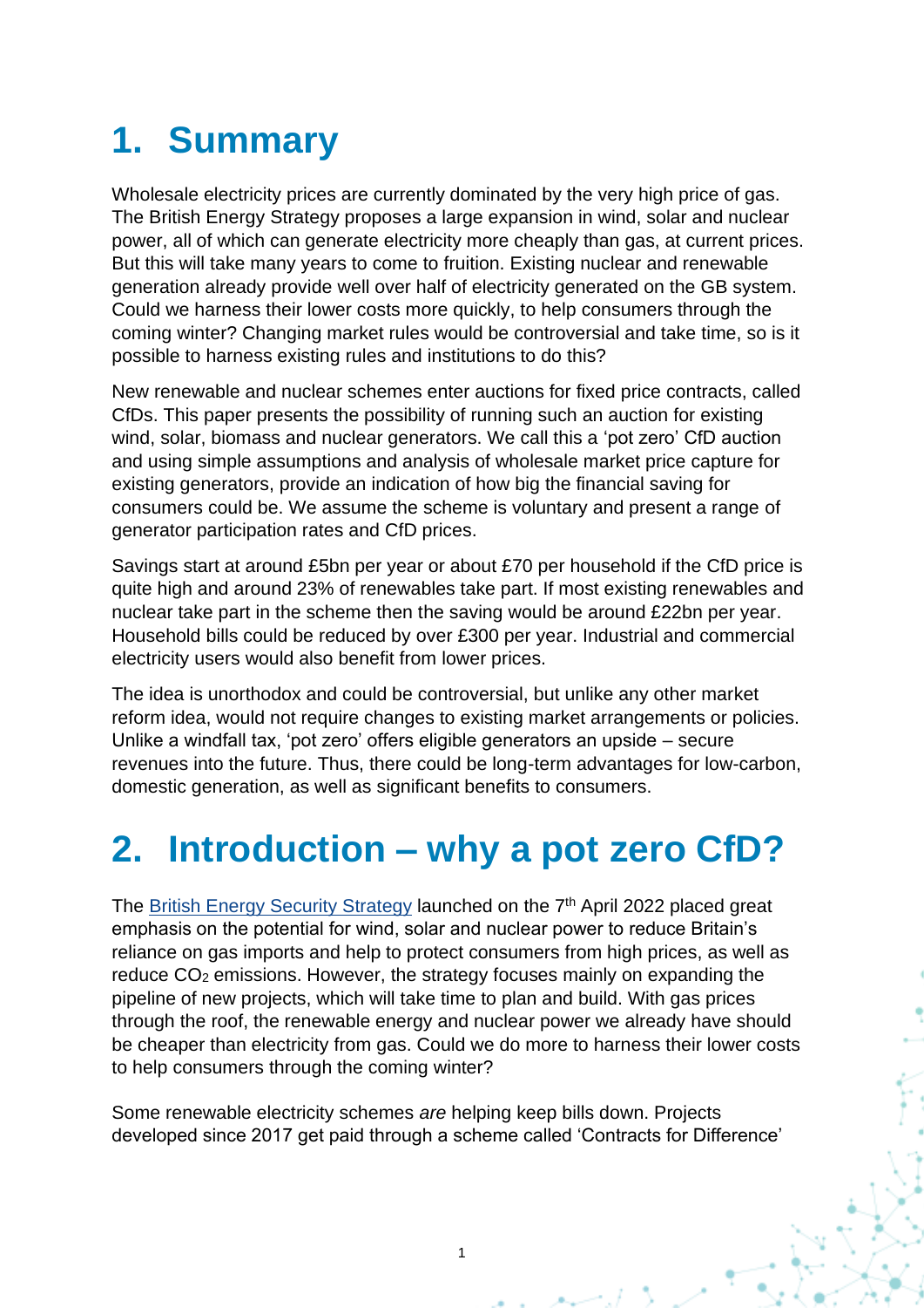# 1. Summary

Wholesale electricity prices are currently dominated by the very high price of gas. The British Energy Strategy proposes a large expansion in wind, solar and nuclear power, all of which can generate electricity more cheaply than gas, at current prices. But this will take many years to come to fruition. Existing nuclear and renewable generation already provide well over half of electricity generated on the GB system. Could we harness their lower costs more quickly, to help consumers through the coming winter? Changing market rules would be controversial and take time, so is it possible to harness existing rules and institutions to do this?

New renewable and nuclear schemes enter auctions for fixed price contracts, called CfDs. This paper presents the possibility of running such an auction for existing wind, solar, biomass and nuclear generators. We call this a 'pot zero' CfD auction and using simple assumptions and analysis of wholesale market price capture for existing generators, provide an indication of how big the financial saving for consumers could be. We assume the scheme is voluntary and present a range of generator participation rates and CfD prices.

Savings start at around £5bn per year or about £70 per household if the CfD price is quite high and around 23% of renewables take part. If most existing renewables and nuclear take part in the scheme then the saving would be around £22bn per year. Household bills could be reduced by over £300 per year. Industrial and commercial electricity users would also benefit from lower prices.

The idea is unorthodox and could be controversial, but unlike any other market reform idea, would not require changes to existing market arrangements or policies. Unlike a windfall tax, 'pot zero' offers eligible generators an upside – secure revenues into the future. Thus, there could be long-term advantages for low-carbon, domestic generation, as well as significant benefits to consumers.

# 2. Introduction – why a pot zero CfD?

The British Energy Security Strategy launched on the 7th April 2022 placed great emphasis on the potential for wind, solar and nuclear power to reduce Britain's reliance on gas imports and help to protect consumers from high prices, as well as reduce $CO_2$ emissions. However, the strategy focuses mainly on expanding the pipeline of new projects, which will take time to plan and build. With gas prices through the roof, the renewable energy and nuclear power we already have should be cheaper than electricity from gas. Could we do more to harness their lower costs to help consumers through the coming winter?

Some renewable electricity schemes *are* helping keep bills down. Projects developed since 2017 get paid through a scheme called 'Contracts for Difference'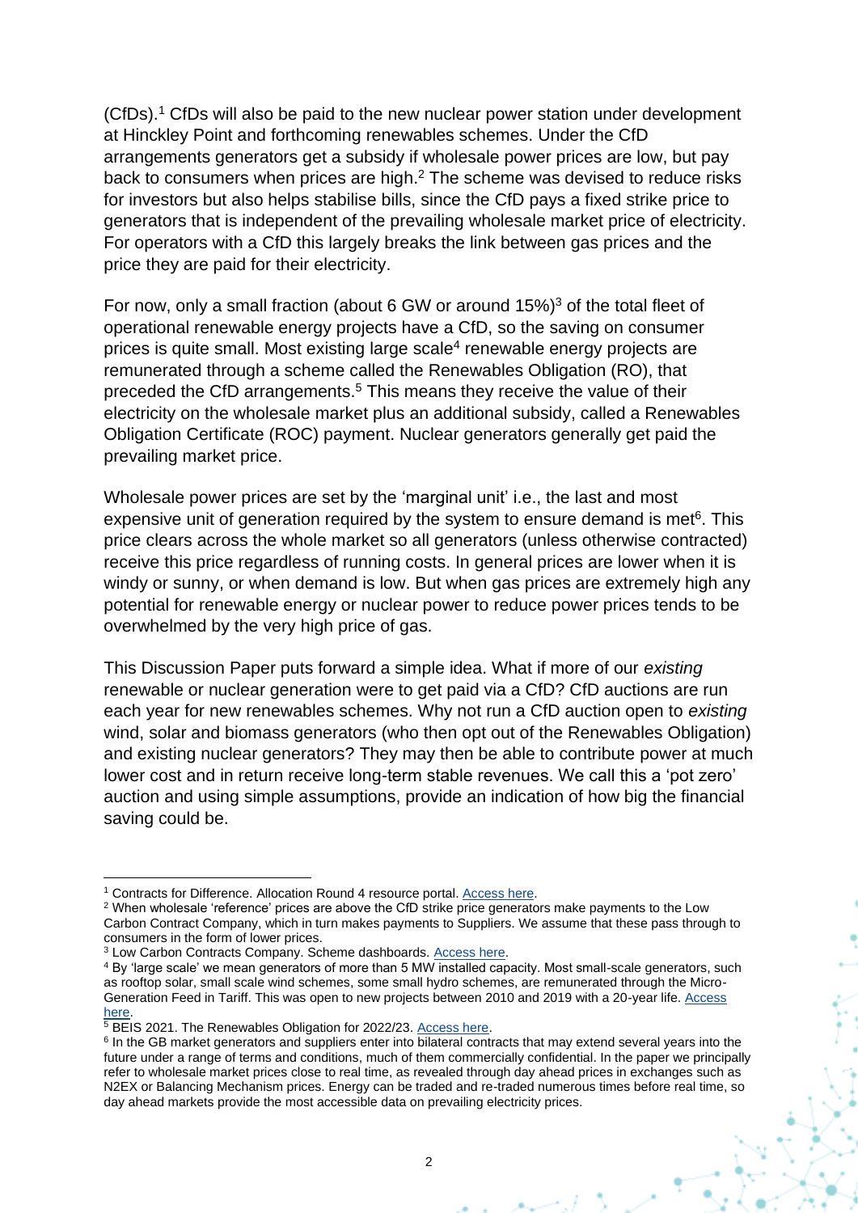(CfDs).[1] CfDs will also be paid to the new nuclear power station under development at Hinckley Point and forthcoming renewables schemes. Under the CfD arrangements generators get a subsidy if wholesale power prices are low, but pay back to consumers when prices are high.[2] The scheme was devised to reduce risks for investors but also helps stabilise bills, since the CfD pays a fixed strike price to generators that is independent of the prevailing wholesale market price of electricity. For operators with a CfD this largely breaks the link between gas prices and the price they are paid for their electricity.

For now, only a small fraction (about 6 GW or around 15%)[3] of the total fleet of operational renewable energy projects have a CfD, so the saving on consumer prices is quite small. Most existing large scale[4] renewable energy projects are remunerated through a scheme called the Renewables Obligation (RO), that preceded the CfD arrangements.[5] This means they receive the value of their electricity on the wholesale market plus an additional subsidy, called a Renewables Obligation Certificate (ROC) payment. Nuclear generators generally get paid the prevailing market price.

Wholesale power prices are set by the 'marginal unit' i.e., the last and most expensive unit of generation required by the system to ensure demand is met[6]. This price clears across the whole market so all generators (unless otherwise contracted) receive this price regardless of running costs. In general prices are lower when it is windy or sunny, or when demand is low. But when gas prices are extremely high any potential for renewable energy or nuclear power to reduce power prices tends to be overwhelmed by the very high price of gas.

This Discussion Paper puts forward a simple idea. What if more of our *existing* renewable or nuclear generation were to get paid via a CfD? CfD auctions are run each year for new renewables schemes. Why not run a CfD auction open to *existing* wind, solar and biomass generators (who then opt out of the Renewables Obligation) and existing nuclear generators? They may then be able to contribute power at much lower cost and in return receive long-term stable revenues. We call this a 'pot zero' auction and using simple assumptions, provide an indication of how big the financial saving could be.

---

[1] Contracts for Difference. Allocation Round 4 resource portal. Access here.

[2] When wholesale 'reference' prices are above the CfD strike price generators make payments to the Low Carbon Contract Company, which in turn makes payments to Suppliers. We assume that these pass through to consumers in the form of lower prices.

[3] Low Carbon Contracts Company. Scheme dashboards. Access here.

[4] By 'large scale' we mean generators of more than 5 MW installed capacity. Most small-scale generators, such as rooftop solar, small scale wind schemes, some small hydro schemes, are remunerated through the Micro-Generation Feed in Tariff. This was open to new projects between 2010 and 2019 with a 20-year life. Access here.

[5] BEIS 2021. The Renewables Obligation for 2022/23. Access here.

[6] In the GB market generators and suppliers enter into bilateral contracts that may extend several years into the future under a range of terms and conditions, much of them commercially confidential. In the paper we principally refer to wholesale market prices close to real time, as revealed through day ahead prices in exchanges such as N2EX or Balancing Mechanism prices. Energy can be traded and re-traded numerous times before real time, so day ahead markets provide the most accessible data on prevailing electricity prices.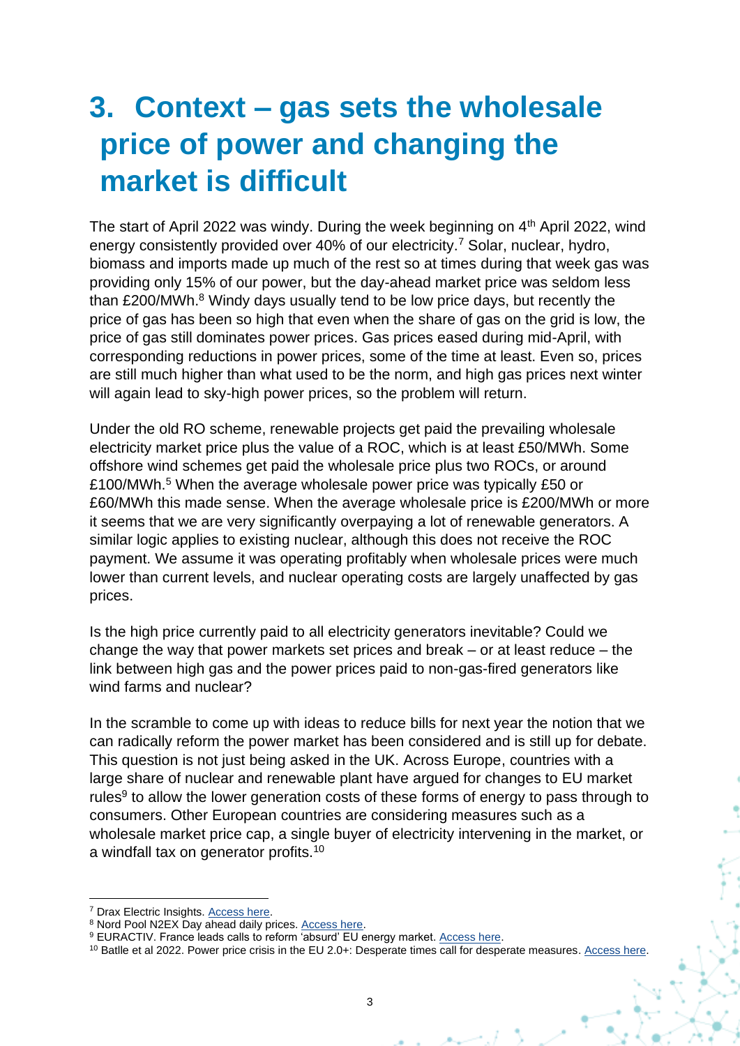# 3. Context – gas sets the wholesale price of power and changing the market is difficult

The start of April 2022 was windy. During the week beginning on 4th April 2022, wind energy consistently provided over 40% of our electricity.[7] Solar, nuclear, hydro, biomass and imports made up much of the rest so at times during that week gas was providing only 15% of our power, but the day-ahead market price was seldom less than £200/MWh.[8] Windy days usually tend to be low price days, but recently the price of gas has been so high that even when the share of gas on the grid is low, the price of gas still dominates power prices. Gas prices eased during mid-April, with corresponding reductions in power prices, some of the time at least. Even so, prices are still much higher than what used to be the norm, and high gas prices next winter will again lead to sky-high power prices, so the problem will return.

Under the old RO scheme, renewable projects get paid the prevailing wholesale electricity market price plus the value of a ROC, which is at least £50/MWh. Some offshore wind schemes get paid the wholesale price plus two ROCs, or around £100/MWh.[5] When the average wholesale power price was typically £50 or £60/MWh this made sense. When the average wholesale price is £200/MWh or more it seems that we are very significantly overpaying a lot of renewable generators. A similar logic applies to existing nuclear, although this does not receive the ROC payment. We assume it was operating profitably when wholesale prices were much lower than current levels, and nuclear operating costs are largely unaffected by gas prices.

Is the high price currently paid to all electricity generators inevitable? Could we change the way that power markets set prices and break – or at least reduce – the link between high gas and the power prices paid to non-gas-fired generators like wind farms and nuclear?

In the scramble to come up with ideas to reduce bills for next year the notion that we can radically reform the power market has been considered and is still up for debate. This question is not just being asked in the UK. Across Europe, countries with a large share of nuclear and renewable plant have argued for changes to EU market rules[9] to allow the lower generation costs of these forms of energy to pass through to consumers. Other European countries are considering measures such as a wholesale market price cap, a single buyer of electricity intervening in the market, or a windfall tax on generator profits.[10]

---

[7] Drax Electric Insights. Access here.

[8] Nord Pool N2EX Day ahead daily prices. Access here.

[9] EURACTIV. France leads calls to reform 'absurd' EU energy market. Access here.

[10] Batlle et al 2022. Power price crisis in the EU 2.0+: Desperate times call for desperate measures. Access here.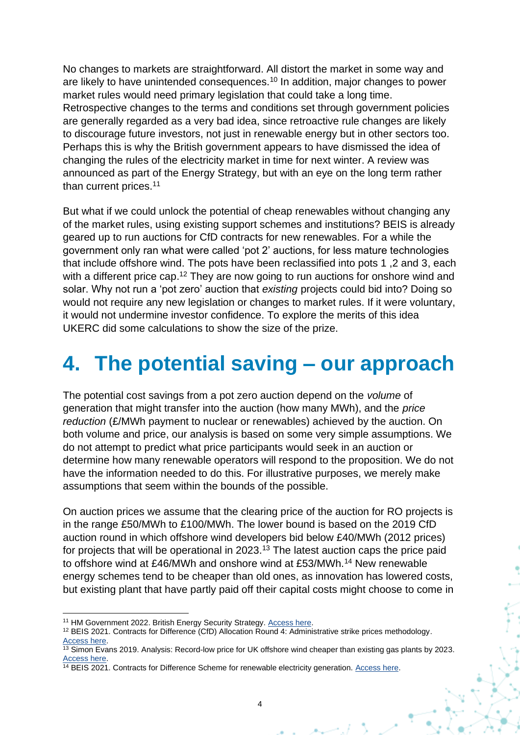No changes to markets are straightforward. All distort the market in some way and are likely to have unintended consequences.[10] In addition, major changes to power market rules would need primary legislation that could take a long time. Retrospective changes to the terms and conditions set through government policies are generally regarded as a very bad idea, since retroactive rule changes are likely to discourage future investors, not just in renewable energy but in other sectors too. Perhaps this is why the British government appears to have dismissed the idea of changing the rules of the electricity market in time for next winter. A review was announced as part of the Energy Strategy, but with an eye on the long term rather than current prices.[11]

But what if we could unlock the potential of cheap renewables without changing any of the market rules, using existing support schemes and institutions? BEIS is already geared up to run auctions for CfD contracts for new renewables. For a while the government only ran what were called 'pot 2' auctions, for less mature technologies that include offshore wind. The pots have been reclassified into pots 1 ,2 and 3, each with a different price cap.[12] They are now going to run auctions for onshore wind and solar. Why not run a 'pot zero' auction that *existing* projects could bid into? Doing so would not require any new legislation or changes to market rules. If it were voluntary, it would not undermine investor confidence. To explore the merits of this idea UKERC did some calculations to show the size of the prize.

# 4. The potential saving – our approach

The potential cost savings from a pot zero auction depend on the *volume* of generation that might transfer into the auction (how many MWh), and the *price reduction* (£/MWh payment to nuclear or renewables) achieved by the auction. On both volume and price, our analysis is based on some very simple assumptions. We do not attempt to predict what price participants would seek in an auction or determine how many renewable operators will respond to the proposition. We do not have the information needed to do this. For illustrative purposes, we merely make assumptions that seem within the bounds of the possible.

On auction prices we assume that the clearing price of the auction for RO projects is in the range £50/MWh to £100/MWh. The lower bound is based on the 2019 CfD auction round in which offshore wind developers bid below £40/MWh (2012 prices) for projects that will be operational in 2023.[13] The latest auction caps the price paid to offshore wind at £46/MWh and onshore wind at £53/MWh.[14] New renewable energy schemes tend to be cheaper than old ones, as innovation has lowered costs, but existing plant that have partly paid off their capital costs might choose to come in

---

[11] HM Government 2022. British Energy Security Strategy. Access here.

[12] BEIS 2021. Contracts for Difference (CfD) Allocation Round 4: Administrative strike prices methodology. Access here.

[13] Simon Evans 2019. Analysis: Record-low price for UK offshore wind cheaper than existing gas plants by 2023. Access here.

[14] BEIS 2021. Contracts for Difference Scheme for renewable electricity generation. Access here.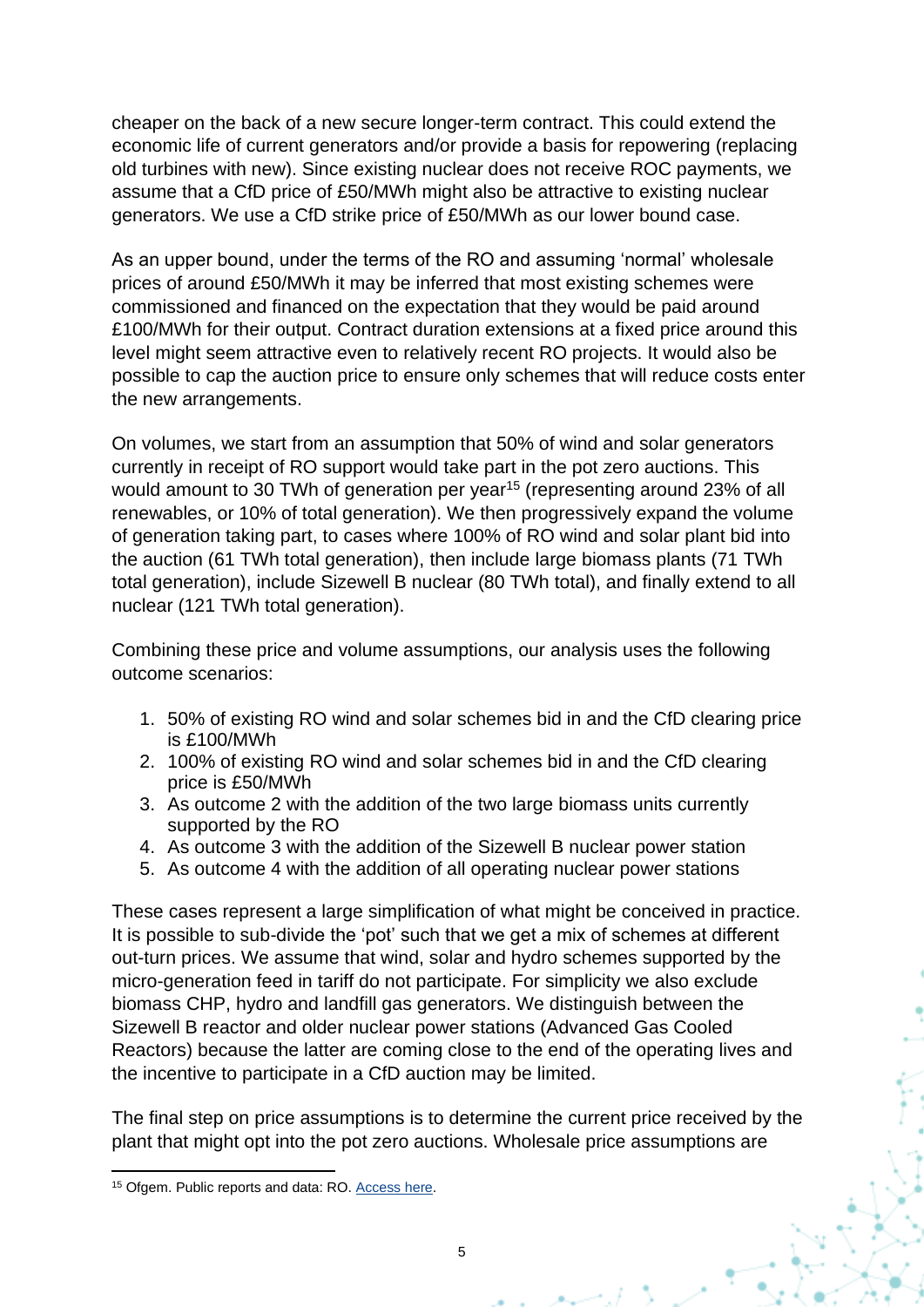cheaper on the back of a new secure longer-term contract. This could extend the economic life of current generators and/or provide a basis for repowering (replacing old turbines with new). Since existing nuclear does not receive ROC payments, we assume that a CfD price of £50/MWh might also be attractive to existing nuclear generators. We use a CfD strike price of £50/MWh as our lower bound case.

As an upper bound, under the terms of the RO and assuming 'normal' wholesale prices of around £50/MWh it may be inferred that most existing schemes were commissioned and financed on the expectation that they would be paid around £100/MWh for their output. Contract duration extensions at a fixed price around this level might seem attractive even to relatively recent RO projects. It would also be possible to cap the auction price to ensure only schemes that will reduce costs enter the new arrangements.

On volumes, we start from an assumption that 50% of wind and solar generators currently in receipt of RO support would take part in the pot zero auctions. This would amount to 30 TWh of generation per year[15] (representing around 23% of all renewables, or 10% of total generation). We then progressively expand the volume of generation taking part, to cases where 100% of RO wind and solar plant bid into the auction (61 TWh total generation), then include large biomass plants (71 TWh total generation), include Sizewell B nuclear (80 TWh total), and finally extend to all nuclear (121 TWh total generation).

Combining these price and volume assumptions, our analysis uses the following outcome scenarios:

1. 50% of existing RO wind and solar schemes bid in and the CfD clearing price is £100/MWh
2. 100% of existing RO wind and solar schemes bid in and the CfD clearing price is £50/MWh
3. As outcome 2 with the addition of the two large biomass units currently supported by the RO
4. As outcome 3 with the addition of the Sizewell B nuclear power station
5. As outcome 4 with the addition of all operating nuclear power stations

These cases represent a large simplification of what might be conceived in practice. It is possible to sub-divide the 'pot' such that we get a mix of schemes at different out-turn prices. We assume that wind, solar and hydro schemes supported by the micro-generation feed in tariff do not participate. For simplicity we also exclude biomass CHP, hydro and landfill gas generators. We distinguish between the Sizewell B reactor and older nuclear power stations (Advanced Gas Cooled Reactors) because the latter are coming close to the end of the operating lives and the incentive to participate in a CfD auction may be limited.

The final step on price assumptions is to determine the current price received by the plant that might opt into the pot zero auctions. Wholesale price assumptions are

[15] Ofgem. Public reports and data: RO. Access here.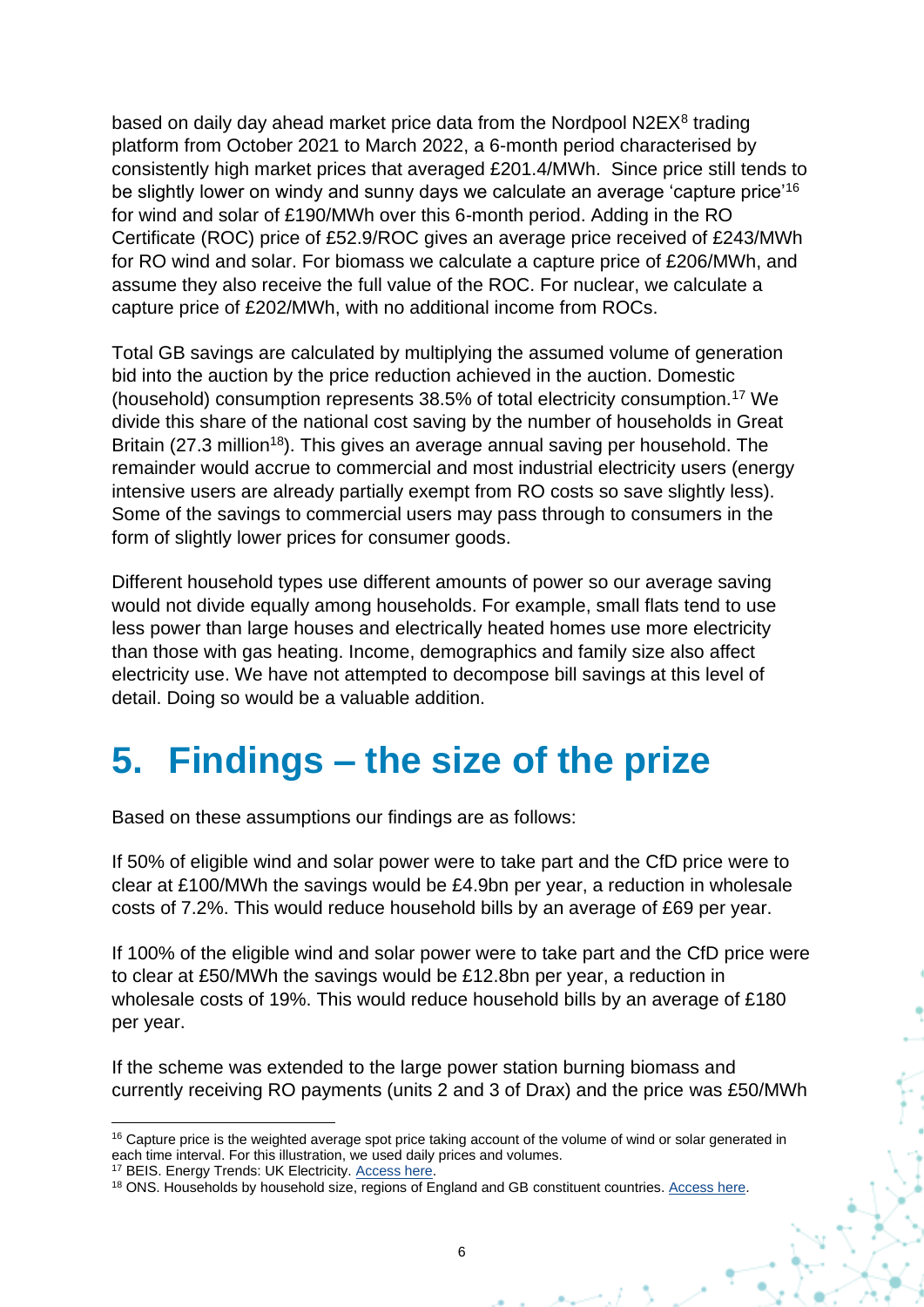based on daily day ahead market price data from the Nordpool N2EX[8] trading platform from October 2021 to March 2022, a 6-month period characterised by consistently high market prices that averaged £201.4/MWh. Since price still tends to be slightly lower on windy and sunny days we calculate an average 'capture price'[16] for wind and solar of £190/MWh over this 6-month period. Adding in the RO Certificate (ROC) price of £52.9/ROC gives an average price received of £243/MWh for RO wind and solar. For biomass we calculate a capture price of £206/MWh, and assume they also receive the full value of the ROC. For nuclear, we calculate a capture price of £202/MWh, with no additional income from ROCs.

Total GB savings are calculated by multiplying the assumed volume of generation bid into the auction by the price reduction achieved in the auction. Domestic (household) consumption represents 38.5% of total electricity consumption.[17] We divide this share of the national cost saving by the number of households in Great Britain (27.3 million[18]). This gives an average annual saving per household. The remainder would accrue to commercial and most industrial electricity users (energy intensive users are already partially exempt from RO costs so save slightly less). Some of the savings to commercial users may pass through to consumers in the form of slightly lower prices for consumer goods.

Different household types use different amounts of power so our average saving would not divide equally among households. For example, small flats tend to use less power than large houses and electrically heated homes use more electricity than those with gas heating. Income, demographics and family size also affect electricity use. We have not attempted to decompose bill savings at this level of detail. Doing so would be a valuable addition.

# 5. Findings – the size of the prize

Based on these assumptions our findings are as follows:

If 50% of eligible wind and solar power were to take part and the CfD price were to clear at £100/MWh the savings would be £4.9bn per year, a reduction in wholesale costs of 7.2%. This would reduce household bills by an average of £69 per year.

If 100% of the eligible wind and solar power were to take part and the CfD price were to clear at £50/MWh the savings would be £12.8bn per year, a reduction in wholesale costs of 19%. This would reduce household bills by an average of £180 per year.

If the scheme was extended to the large power station burning biomass and currently receiving RO payments (units 2 and 3 of Drax) and the price was £50/MWh

---

[16] Capture price is the weighted average spot price taking account of the volume of wind or solar generated in each time interval. For this illustration, we used daily prices and volumes.

[17] BEIS. Energy Trends: UK Electricity. Access here.

[18] ONS. Households by household size, regions of England and GB constituent countries. Access here.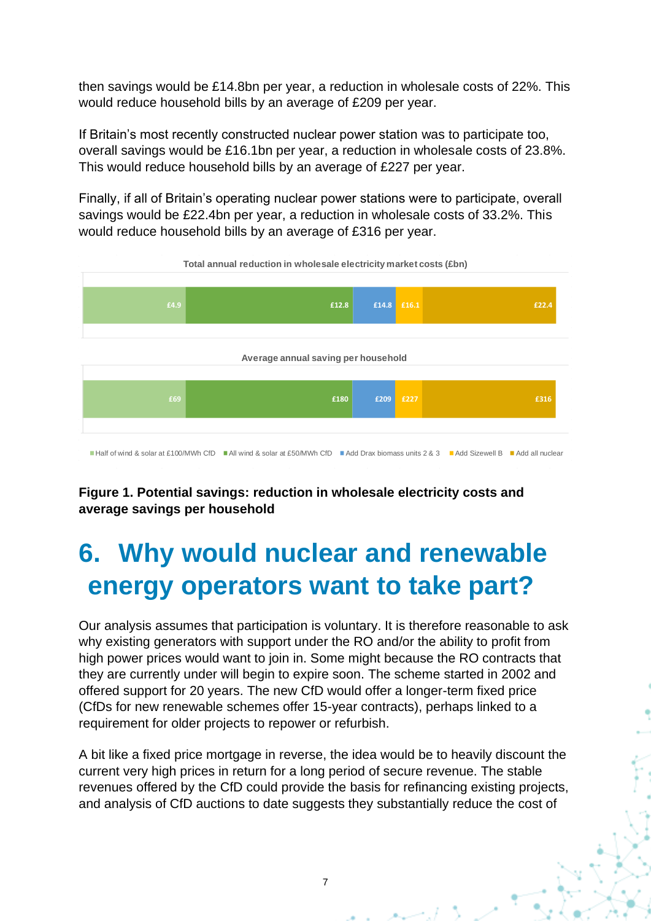then savings would be £14.8bn per year, a reduction in wholesale costs of 22%. This would reduce household bills by an average of £209 per year.

If Britain's most recently constructed nuclear power station was to participate too, overall savings would be £16.1bn per year, a reduction in wholesale costs of 23.8%. This would reduce household bills by an average of £227 per year.

Finally, if all of Britain's operating nuclear power stations were to participate, overall savings would be £22.4bn per year, a reduction in wholesale costs of 33.2%. This would reduce household bills by an average of £316 per year.

Total annual reduction in wholesale electricity market costs (£bn)

| Half of wind & solar at £100/MWh CfD | All wind & solar at £50/MWh CfD | Add Drax biomass units 2 & 3 | Add Sizewell B | Add all nuclear |
|---|---|---|---|---|
| £4.9 | £12.8 | £14.8 | £16.1 | £22.4 |

Average annual saving per household

| Half of wind & solar at £100/MWh CfD | All wind & solar at £50/MWh CfD | Add Drax biomass units 2 & 3 | Add Sizewell B | Add all nuclear |
|---|---|---|---|---|
| £69 | £180 | £209 | £227 | £316 |

**Figure 1. Potential savings: reduction in wholesale electricity costs and average savings per household**

# 6. Why would nuclear and renewable energy operators want to take part?

Our analysis assumes that participation is voluntary. It is therefore reasonable to ask why existing generators with support under the RO and/or the ability to profit from high power prices would want to join in. Some might because the RO contracts that they are currently under will begin to expire soon. The scheme started in 2002 and offered support for 20 years. The new CfD would offer a longer-term fixed price (CfDs for new renewable schemes offer 15-year contracts), perhaps linked to a requirement for older projects to repower or refurbish.

A bit like a fixed price mortgage in reverse, the idea would be to heavily discount the current very high prices in return for a long period of secure revenue. The stable revenues offered by the CfD could provide the basis for refinancing existing projects, and analysis of CfD auctions to date suggests they substantially reduce the cost of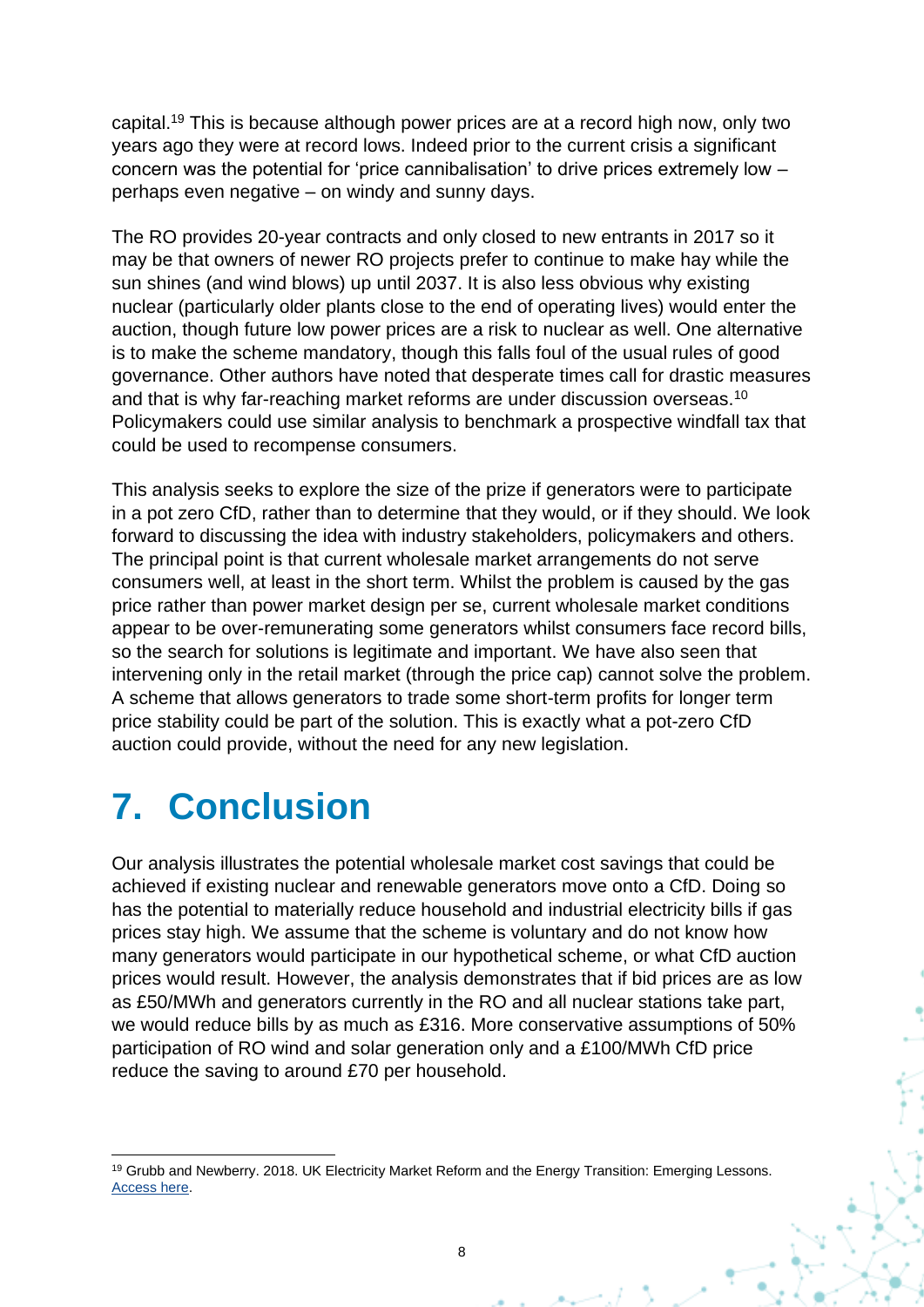capital.[19] This is because although power prices are at a record high now, only two years ago they were at record lows. Indeed prior to the current crisis a significant concern was the potential for 'price cannibalisation' to drive prices extremely low – perhaps even negative – on windy and sunny days.

The RO provides 20-year contracts and only closed to new entrants in 2017 so it may be that owners of newer RO projects prefer to continue to make hay while the sun shines (and wind blows) up until 2037. It is also less obvious why existing nuclear (particularly older plants close to the end of operating lives) would enter the auction, though future low power prices are a risk to nuclear as well. One alternative is to make the scheme mandatory, though this falls foul of the usual rules of good governance. Other authors have noted that desperate times call for drastic measures and that is why far-reaching market reforms are under discussion overseas.[10] Policymakers could use similar analysis to benchmark a prospective windfall tax that could be used to recompense consumers.

This analysis seeks to explore the size of the prize if generators were to participate in a pot zero CfD, rather than to determine that they would, or if they should. We look forward to discussing the idea with industry stakeholders, policymakers and others. The principal point is that current wholesale market arrangements do not serve consumers well, at least in the short term. Whilst the problem is caused by the gas price rather than power market design per se, current wholesale market conditions appear to be over-remunerating some generators whilst consumers face record bills, so the search for solutions is legitimate and important. We have also seen that intervening only in the retail market (through the price cap) cannot solve the problem. A scheme that allows generators to trade some short-term profits for longer term price stability could be part of the solution. This is exactly what a pot-zero CfD auction could provide, without the need for any new legislation.

# 7. Conclusion

Our analysis illustrates the potential wholesale market cost savings that could be achieved if existing nuclear and renewable generators move onto a CfD. Doing so has the potential to materially reduce household and industrial electricity bills if gas prices stay high. We assume that the scheme is voluntary and do not know how many generators would participate in our hypothetical scheme, or what CfD auction prices would result. However, the analysis demonstrates that if bid prices are as low as £50/MWh and generators currently in the RO and all nuclear stations take part, we would reduce bills by as much as £316. More conservative assumptions of 50% participation of RO wind and solar generation only and a £100/MWh CfD price reduce the saving to around £70 per household.

[19] Grubb and Newberry. 2018. UK Electricity Market Reform and the Energy Transition: Emerging Lessons. Access here.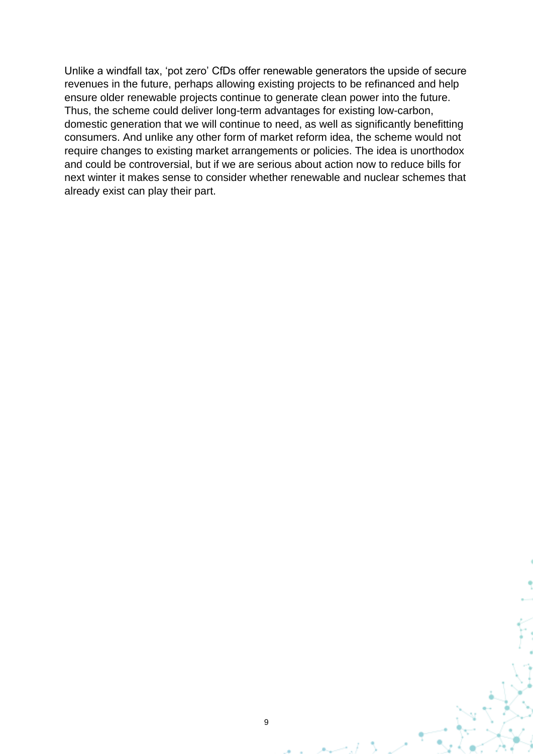Unlike a windfall tax, 'pot zero' CfDs offer renewable generators the upside of secure revenues in the future, perhaps allowing existing projects to be refinanced and help ensure older renewable projects continue to generate clean power into the future. Thus, the scheme could deliver long-term advantages for existing low-carbon, domestic generation that we will continue to need, as well as significantly benefitting consumers. And unlike any other form of market reform idea, the scheme would not require changes to existing market arrangements or policies. The idea is unorthodox and could be controversial, but if we are serious about action now to reduce bills for next winter it makes sense to consider whether renewable and nuclear schemes that already exist can play their part.